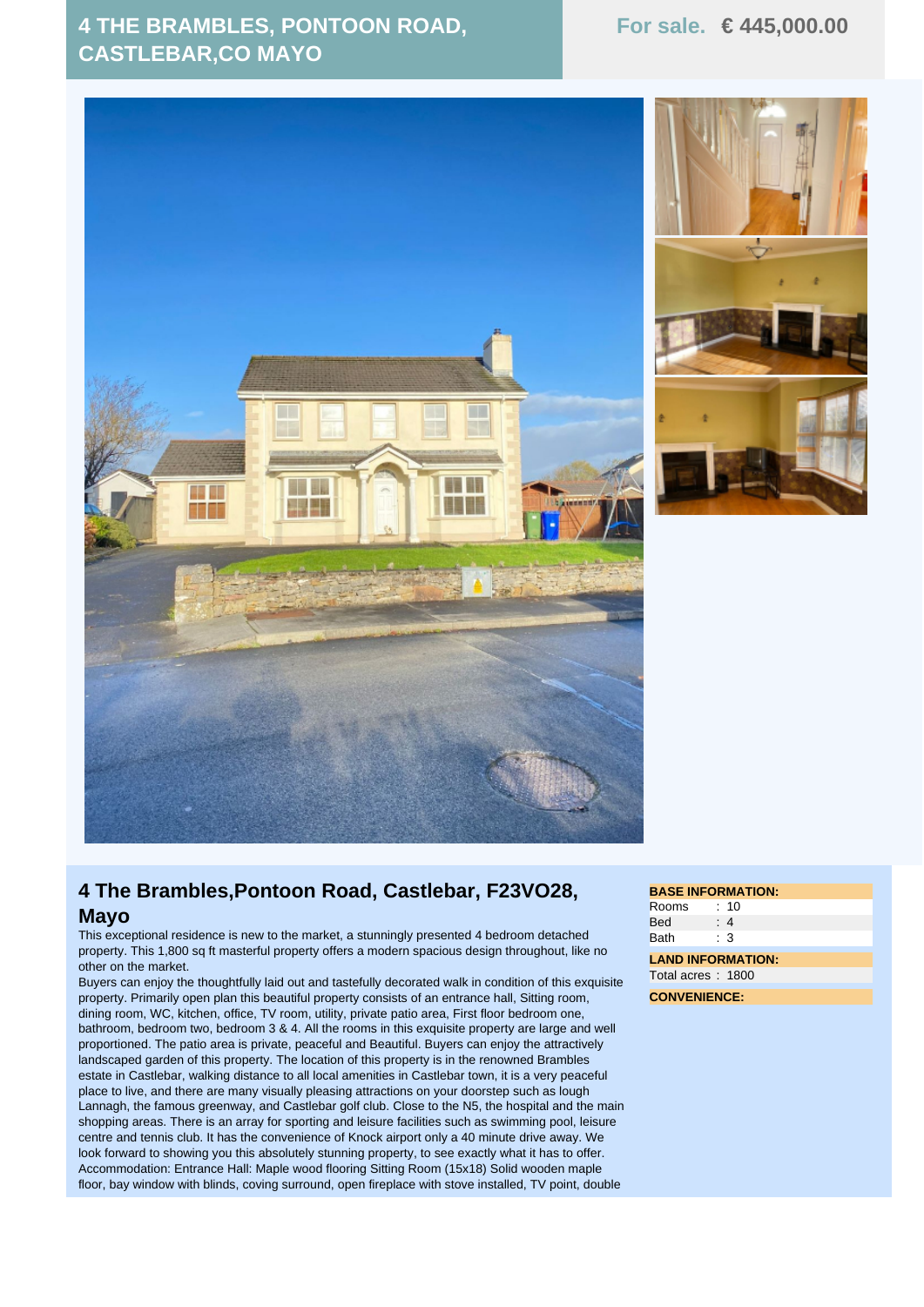# 4 THE BRAMBLES, PONTOON ROAD, CASTLEBAR,CO MAYO

**For sale. € 445,000.00**

## 4 The Brambles,Pontoon Road, Castlebar, F23VO28, Mayo

This exceptional residence is new to the market, a stunningly presented 4 bedroom detached property. This 1,800 sq ft masterful property offers a modern spacious design throughout, like no other on the market.

Buyers can enjoy the thoughtfully laid out and tastefully decorated walk in condition of this exquisite property. Primarily open plan this beautiful property consists of an entrance hall, Sitting room, dining room, WC, kitchen, office, TV room, utility, private patio area, First floor bedroom one, bathroom, bedroom two, bedroom 3 & 4. All the rooms in this exquisite property are large and well proportioned. The patio area is private, peaceful and Beautiful. Buyers can enjoy the attractively landscaped garden of this property. The location of this property is in the renowned Brambles estate in Castlebar, walking distance to all local amenities in Castlebar town, it is a very peaceful place to live, and there are many visually pleasing attractions on your doorstep such as lough Lannagh, the famous greenway, and Castlebar golf club. Close to the N5, the hospital and the main shopping areas. There is an array for sporting and leisure facilities such as swimming pool, leisure centre and tennis club. It has the convenience of Knock airport only a 40 minute drive away. We look forward to showing you this absolutely stunning property, to see exactly what it has to offer. Accommodation: Entrance Hall: Maple wood flooring Sitting Room (15x18) Solid wooden maple floor, bay window with blinds, coving surround, open fireplace with stove installed, TV point, double

**BASE INFORMATION:**

| | |
|---|---|
| Rooms | : 10 |
| Bed | : 4 |
| Bath | : 3 |

**LAND INFORMATION:**

Total acres : 1800

**CONVENIENCE:**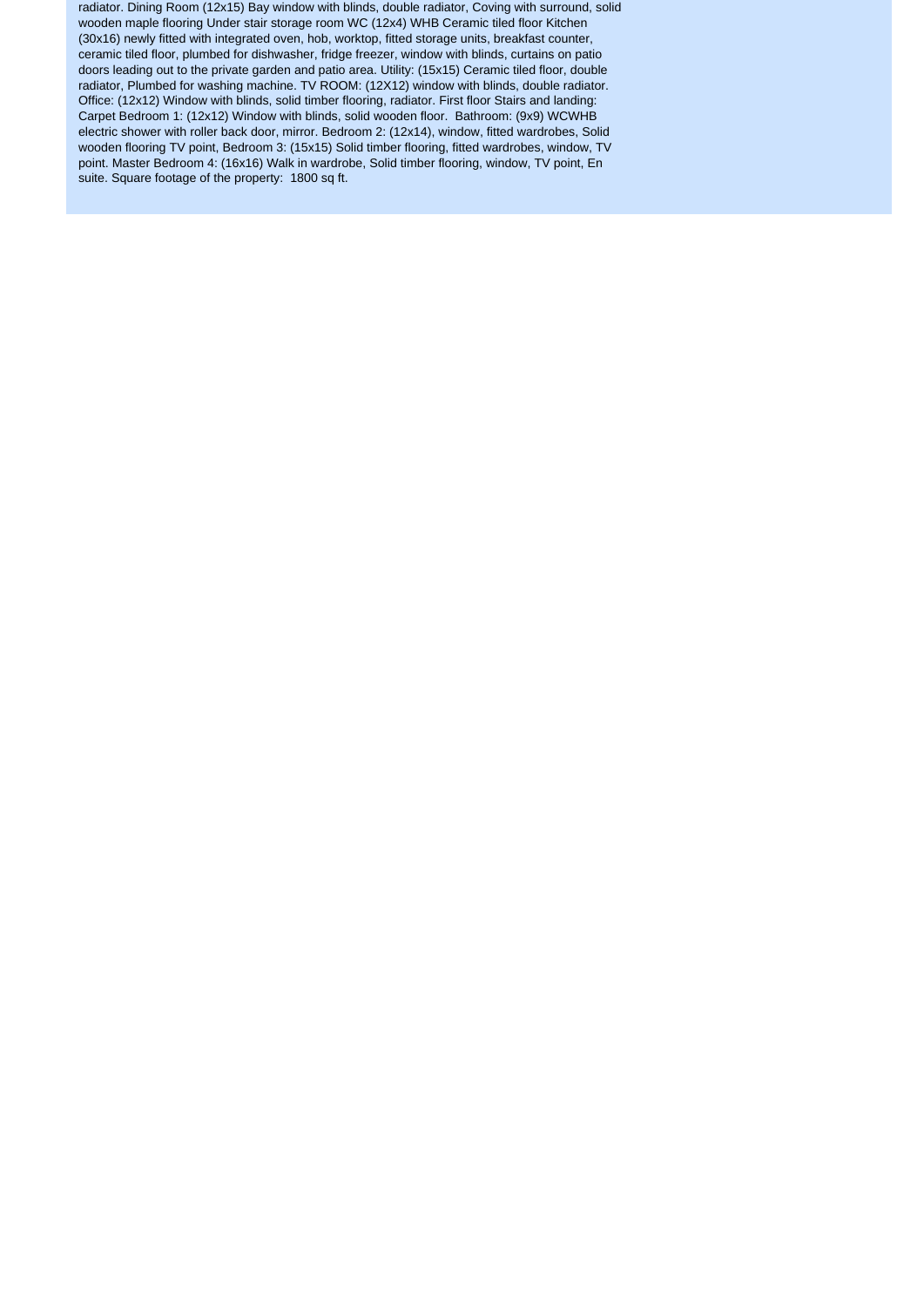radiator. Dining Room (12x15) Bay window with blinds, double radiator, Coving with surround, solid wooden maple flooring Under stair storage room WC (12x4) WHB Ceramic tiled floor Kitchen (30x16) newly fitted with integrated oven, hob, worktop, fitted storage units, breakfast counter, ceramic tiled floor, plumbed for dishwasher, fridge freezer, window with blinds, curtains on patio doors leading out to the private garden and patio area. Utility: (15x15) Ceramic tiled floor, double radiator, Plumbed for washing machine. TV ROOM: (12X12) window with blinds, double radiator. Office: (12x12) Window with blinds, solid timber flooring, radiator. First floor Stairs and landing: Carpet Bedroom 1: (12x12) Window with blinds, solid wooden floor. Bathroom: (9x9) WCWHB electric shower with roller back door, mirror. Bedroom 2: (12x14), window, fitted wardrobes, Solid wooden flooring TV point, Bedroom 3: (15x15) Solid timber flooring, fitted wardrobes, window, TV point. Master Bedroom 4: (16x16) Walk in wardrobe, Solid timber flooring, window, TV point, En suite. Square footage of the property: 1800 sq ft.